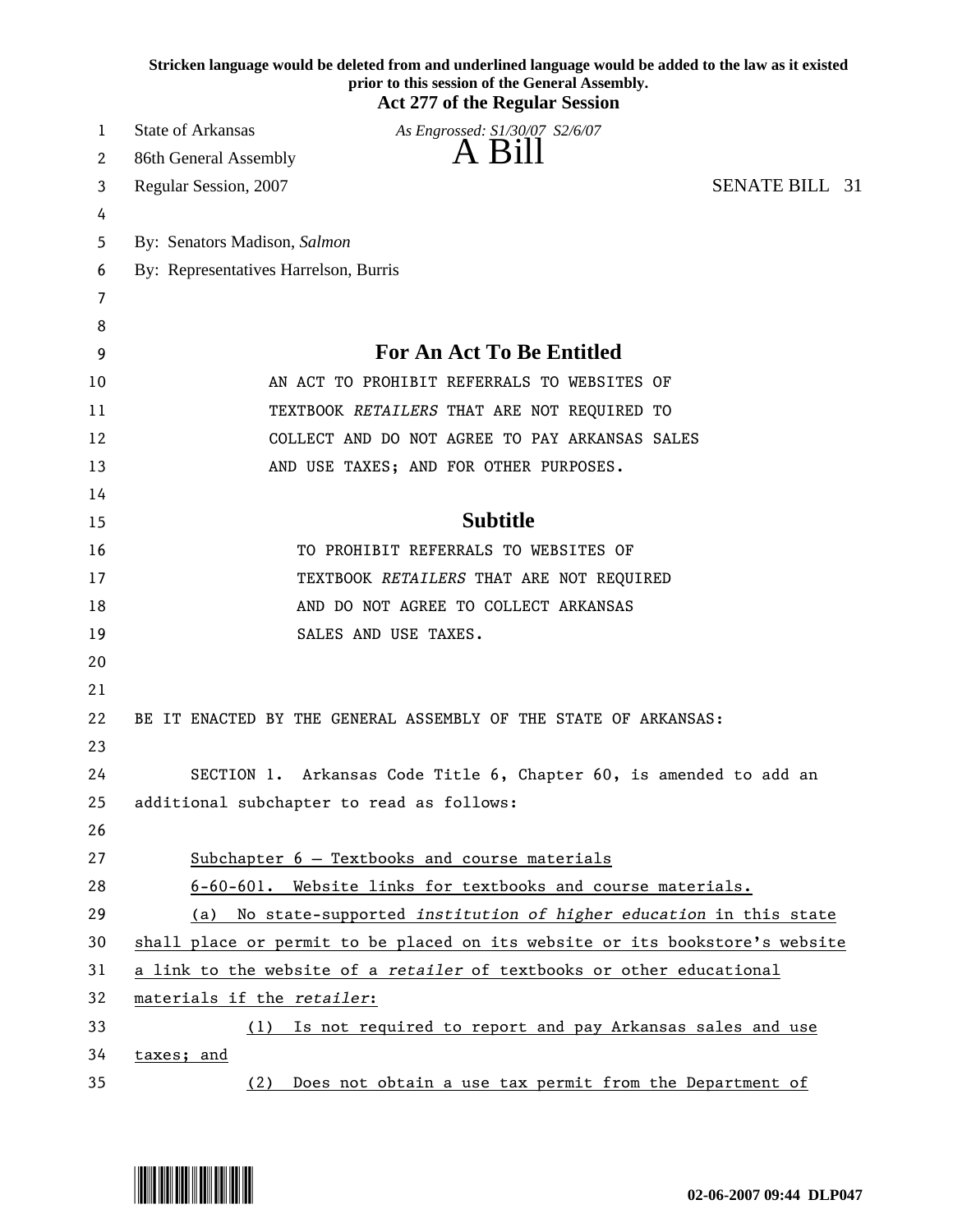Stricken language would be deleted from and underlined language would be added to the law as it existed prior to this session of the General Assembly.

**Act 277 of the Regular Session**

State of Arkansas *As Engrossed: S1/30/07 S2/6/07*

86th General Assembly **A Bill**

Regular Session, 2007 SENATE BILL 31

By: Senators Madison, *Salmon*

By: Representatives Harrelson, Burris

## For An Act To Be Entitled

AN ACT TO PROHIBIT REFERRALS TO WEBSITES OF TEXTBOOK *RETAILERS* THAT ARE NOT REQUIRED TO COLLECT AND DO NOT AGREE TO PAY ARKANSAS SALES AND USE TAXES; AND FOR OTHER PURPOSES.

## Subtitle

TO PROHIBIT REFERRALS TO WEBSITES OF TEXTBOOK *RETAILERS* THAT ARE NOT REQUIRED AND DO NOT AGREE TO COLLECT ARKANSAS SALES AND USE TAXES.

BE IT ENACTED BY THE GENERAL ASSEMBLY OF THE STATE OF ARKANSAS:

SECTION 1. Arkansas Code Title 6, Chapter 60, is amended to add an additional subchapter to read as follows:

<u>Subchapter 6 — Textbooks and course materials</u>

<u>6-60-601. Website links for textbooks and course materials.</u>

<u>(a) No state-supported *institution of higher education* in this state shall place or permit to be placed on its website or its bookstore's website a link to the website of a *retailer* of textbooks or other educational materials if the *retailer*:</u>

<u>(1) Is not required to report and pay Arkansas sales and use taxes; and</u>

<u>(2) Does not obtain a use tax permit from the Department of</u>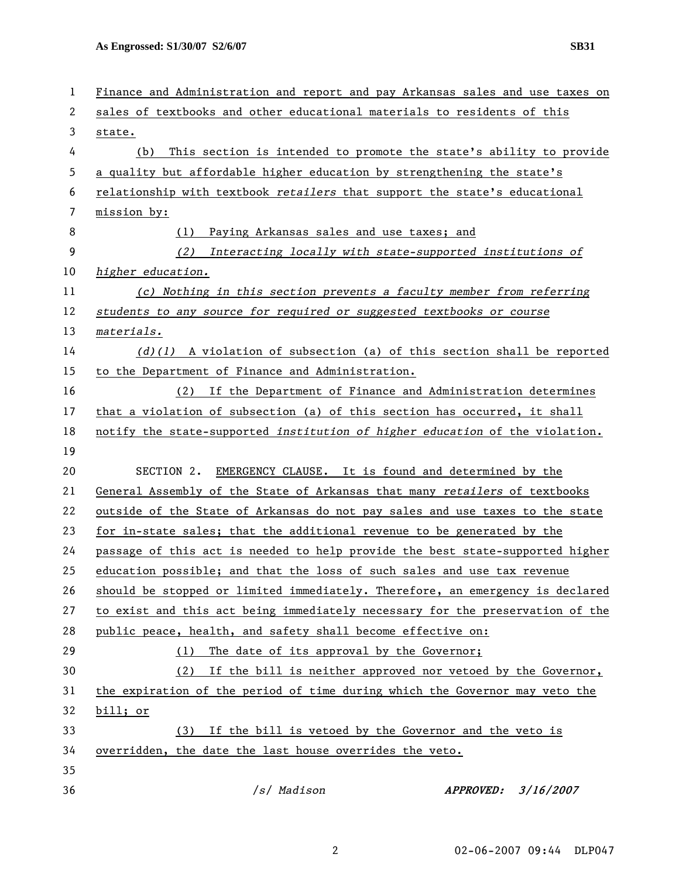Finance and Administration and report and pay Arkansas sales and use taxes on sales of textbooks and other educational materials to residents of this state.

(b) This section is intended to promote the state's ability to provide a quality but affordable higher education by strengthening the state's relationship with textbook *retailers* that support the state's educational mission by:

(1) Paying Arkansas sales and use taxes; and

*(2) Interacting locally with state-supported institutions of higher education.*

*(c) Nothing in this section prevents a faculty member from referring students to any source for required or suggested textbooks or course materials.*

*(d)(1)* A violation of subsection (a) of this section shall be reported to the Department of Finance and Administration.

(2) If the Department of Finance and Administration determines that a violation of subsection (a) of this section has occurred, it shall notify the state-supported *institution of higher education* of the violation.

SECTION 2. EMERGENCY CLAUSE. It is found and determined by the General Assembly of the State of Arkansas that many *retailers* of textbooks outside of the State of Arkansas do not pay sales and use taxes to the state for in-state sales; that the additional revenue to be generated by the passage of this act is needed to help provide the best state-supported higher education possible; and that the loss of such sales and use tax revenue should be stopped or limited immediately. Therefore, an emergency is declared to exist and this act being immediately necessary for the preservation of the public peace, health, and safety shall become effective on:

(1) The date of its approval by the Governor;

(2) If the bill is neither approved nor vetoed by the Governor, the expiration of the period of time during which the Governor may veto the bill; or

(3) If the bill is vetoed by the Governor and the veto is overridden, the date the last house overrides the veto.

*/s/ Madison* ***APPROVED: 3/16/2007***